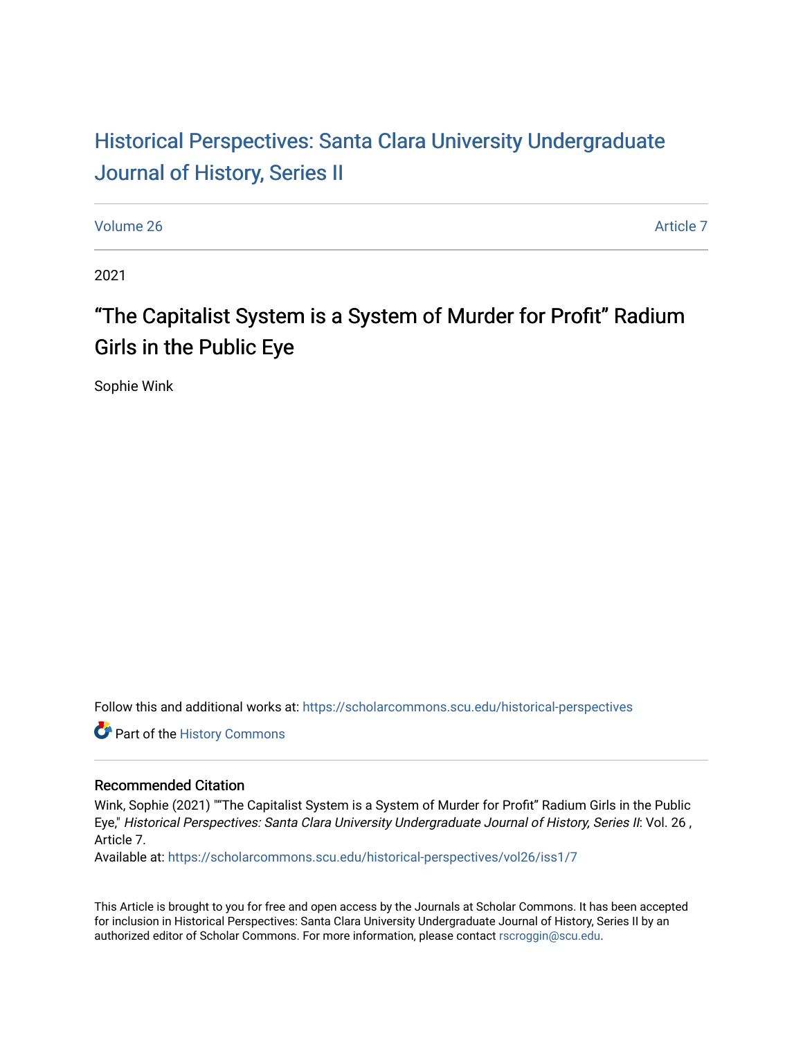# Historical Perspectives: Santa Clara University Undergraduate Journal of History, Series II

Volume 26 | Article 7

2021

## "The Capitalist System is a System of Murder for Profit" Radium Girls in the Public Eye

Sophie Wink

Follow this and additional works at: https://scholarcommons.scu.edu/historical-perspectives

Part of the History Commons

### Recommended Citation

Wink, Sophie (2021) ""The Capitalist System is a System of Murder for Profit" Radium Girls in the Public Eye," *Historical Perspectives: Santa Clara University Undergraduate Journal of History, Series II*: Vol. 26 , Article 7.

Available at: https://scholarcommons.scu.edu/historical-perspectives/vol26/iss1/7

This Article is brought to you for free and open access by the Journals at Scholar Commons. It has been accepted for inclusion in Historical Perspectives: Santa Clara University Undergraduate Journal of History, Series II by an authorized editor of Scholar Commons. For more information, please contact rscroggin@scu.edu.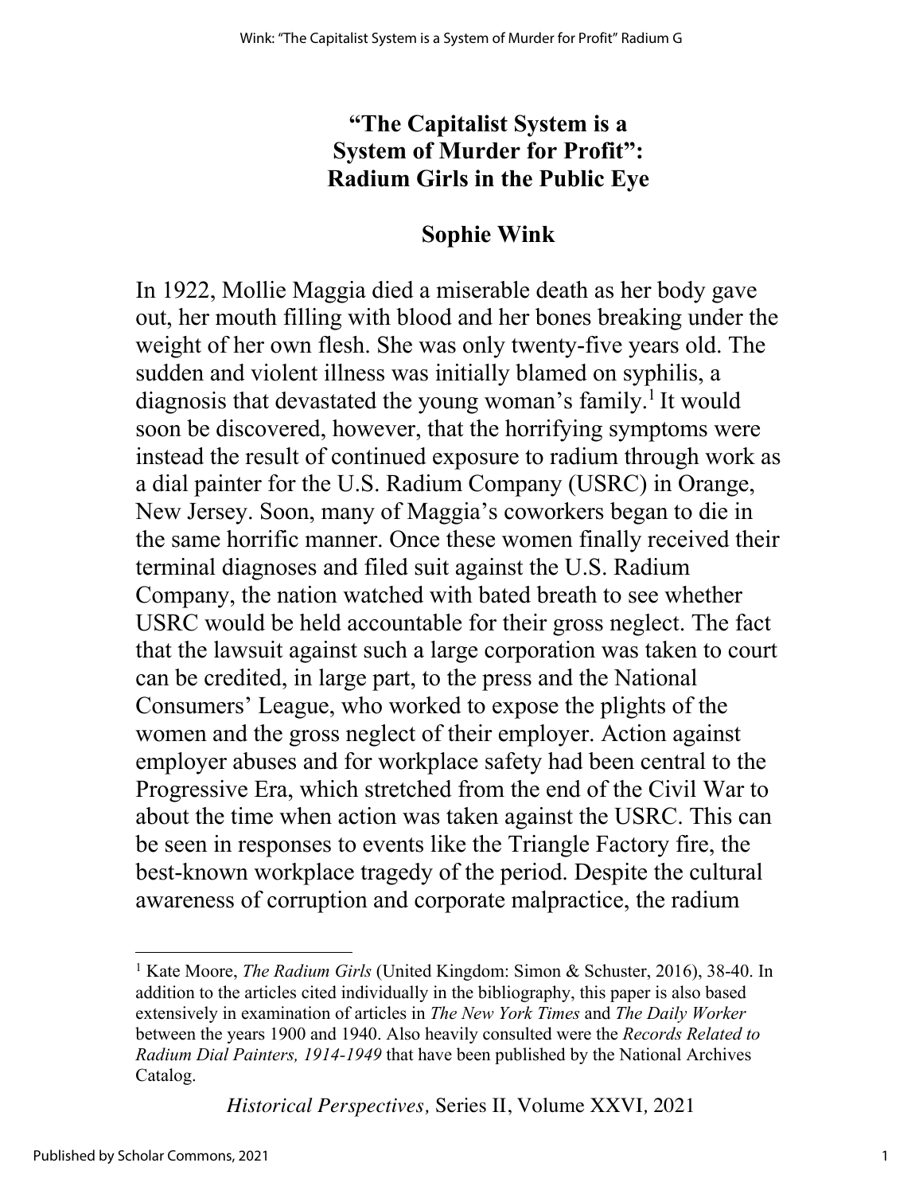# "The Capitalist System is a System of Murder for Profit": Radium Girls in the Public Eye

## Sophie Wink

In 1922, Mollie Maggia died a miserable death as her body gave out, her mouth filling with blood and her bones breaking under the weight of her own flesh. She was only twenty-five years old. The sudden and violent illness was initially blamed on syphilis, a diagnosis that devastated the young woman's family.[1] It would soon be discovered, however, that the horrifying symptoms were instead the result of continued exposure to radium through work as a dial painter for the U.S. Radium Company (USRC) in Orange, New Jersey. Soon, many of Maggia's coworkers began to die in the same horrific manner. Once these women finally received their terminal diagnoses and filed suit against the U.S. Radium Company, the nation watched with bated breath to see whether USRC would be held accountable for their gross neglect. The fact that the lawsuit against such a large corporation was taken to court can be credited, in large part, to the press and the National Consumers' League, who worked to expose the plights of the women and the gross neglect of their employer. Action against employer abuses and for workplace safety had been central to the Progressive Era, which stretched from the end of the Civil War to about the time when action was taken against the USRC. This can be seen in responses to events like the Triangle Factory fire, the best-known workplace tragedy of the period. Despite the cultural awareness of corruption and corporate malpractice, the radium

---

[1] Kate Moore, *The Radium Girls* (United Kingdom: Simon & Schuster, 2016), 38-40. In addition to the articles cited individually in the bibliography, this paper is also based extensively in examination of articles in *The New York Times* and *The Daily Worker* between the years 1900 and 1940. Also heavily consulted were the *Records Related to Radium Dial Painters, 1914-1949* that have been published by the National Archives Catalog.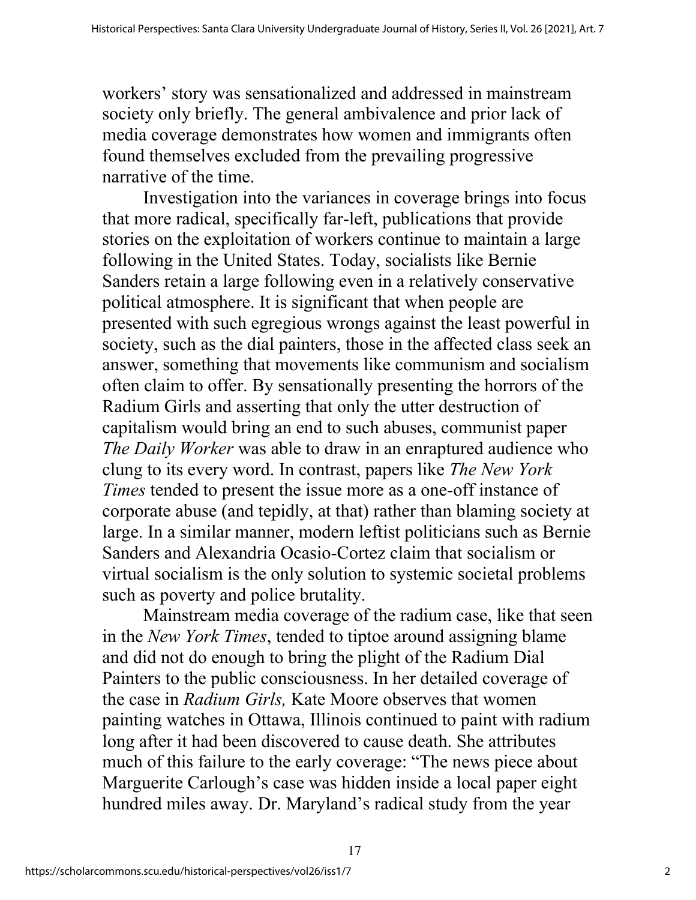workers' story was sensationalized and addressed in mainstream society only briefly. The general ambivalence and prior lack of media coverage demonstrates how women and immigrants often found themselves excluded from the prevailing progressive narrative of the time.

Investigation into the variances in coverage brings into focus that more radical, specifically far-left, publications that provide stories on the exploitation of workers continue to maintain a large following in the United States. Today, socialists like Bernie Sanders retain a large following even in a relatively conservative political atmosphere. It is significant that when people are presented with such egregious wrongs against the least powerful in society, such as the dial painters, those in the affected class seek an answer, something that movements like communism and socialism often claim to offer. By sensationally presenting the horrors of the Radium Girls and asserting that only the utter destruction of capitalism would bring an end to such abuses, communist paper *The Daily Worker* was able to draw in an enraptured audience who clung to its every word. In contrast, papers like *The New York Times* tended to present the issue more as a one-off instance of corporate abuse (and tepidly, at that) rather than blaming society at large. In a similar manner, modern leftist politicians such as Bernie Sanders and Alexandria Ocasio-Cortez claim that socialism or virtual socialism is the only solution to systemic societal problems such as poverty and police brutality.

Mainstream media coverage of the radium case, like that seen in the *New York Times*, tended to tiptoe around assigning blame and did not do enough to bring the plight of the Radium Dial Painters to the public consciousness. In her detailed coverage of the case in *Radium Girls,* Kate Moore observes that women painting watches in Ottawa, Illinois continued to paint with radium long after it had been discovered to cause death. She attributes much of this failure to the early coverage: "The news piece about Marguerite Carlough's case was hidden inside a local paper eight hundred miles away. Dr. Maryland's radical study from the year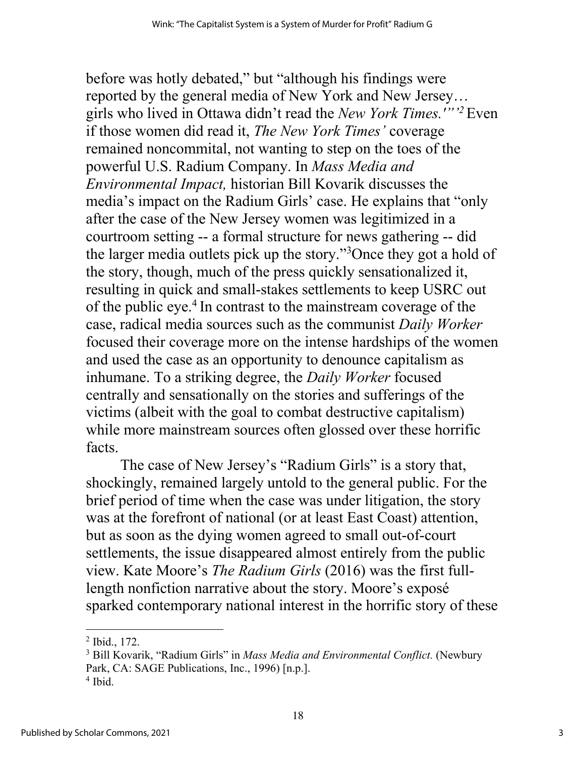before was hotly debated," but "although his findings were reported by the general media of New York and New Jersey… girls who lived in Ottawa didn't read the *New York Times.'"'*[2] Even if those women did read it, *The New York Times'* coverage remained noncommital, not wanting to step on the toes of the powerful U.S. Radium Company. In *Mass Media and Environmental Impact,* historian Bill Kovarik discusses the media's impact on the Radium Girls' case. He explains that "only after the case of the New Jersey women was legitimized in a courtroom setting -- a formal structure for news gathering -- did the larger media outlets pick up the story."[3]Once they got a hold of the story, though, much of the press quickly sensationalized it, resulting in quick and small-stakes settlements to keep USRC out of the public eye.[4] In contrast to the mainstream coverage of the case, radical media sources such as the communist *Daily Worker* focused their coverage more on the intense hardships of the women and used the case as an opportunity to denounce capitalism as inhumane. To a striking degree, the *Daily Worker* focused centrally and sensationally on the stories and sufferings of the victims (albeit with the goal to combat destructive capitalism) while more mainstream sources often glossed over these horrific facts.

The case of New Jersey's "Radium Girls" is a story that, shockingly, remained largely untold to the general public. For the brief period of time when the case was under litigation, the story was at the forefront of national (or at least East Coast) attention, but as soon as the dying women agreed to small out-of-court settlements, the issue disappeared almost entirely from the public view. Kate Moore's *The Radium Girls* (2016) was the first full-length nonfiction narrative about the story. Moore's exposé sparked contemporary national interest in the horrific story of these

---

[2] Ibid., 172.

[3] Bill Kovarik, "Radium Girls" in *Mass Media and Environmental Conflict.* (Newbury Park, CA: SAGE Publications, Inc., 1996) [n.p.].

[4] Ibid.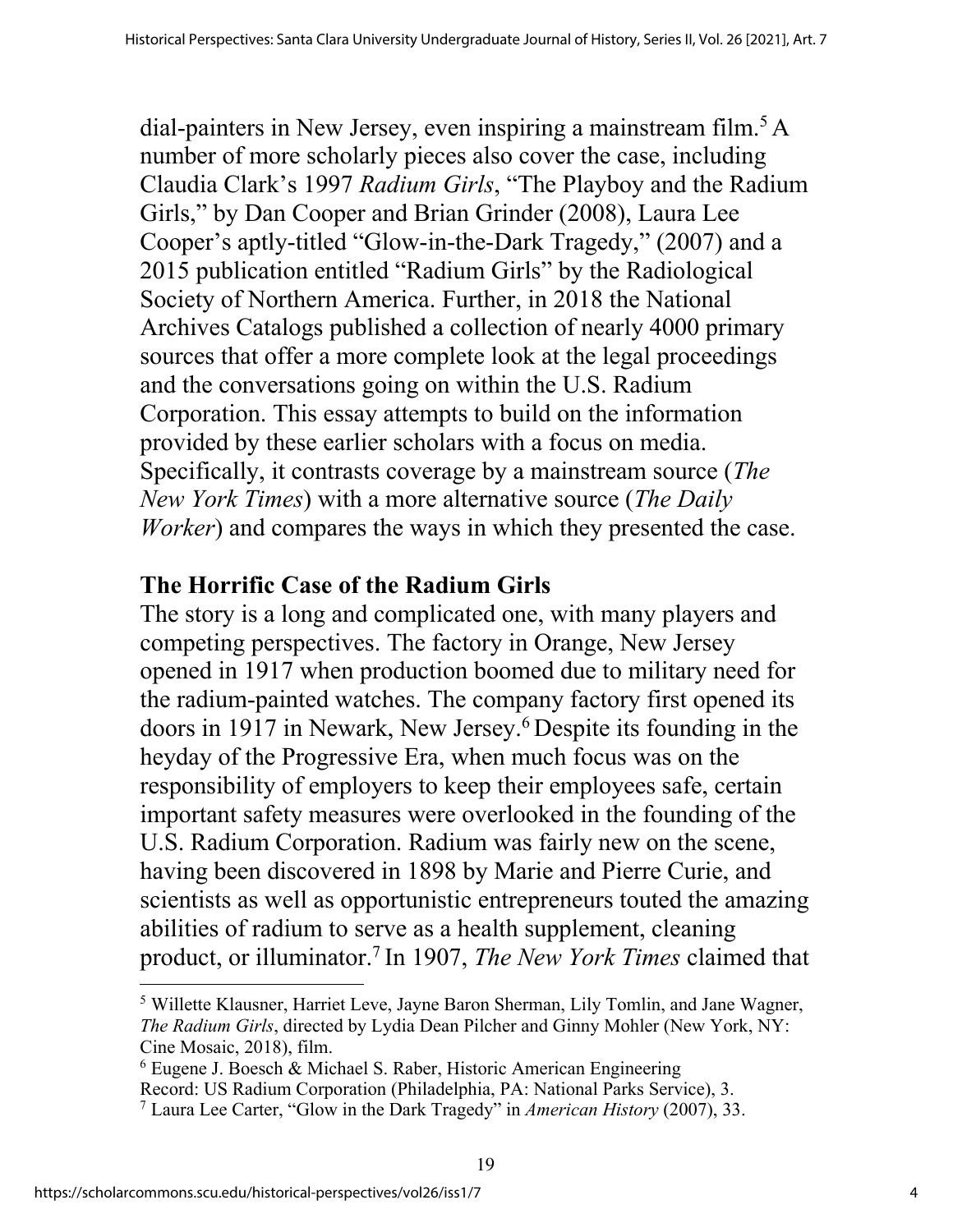dial-painters in New Jersey, even inspiring a mainstream film.[5] A number of more scholarly pieces also cover the case, including Claudia Clark's 1997 *Radium Girls*, "The Playboy and the Radium Girls," by Dan Cooper and Brian Grinder (2008), Laura Lee Cooper's aptly-titled "Glow-in-the-Dark Tragedy," (2007) and a 2015 publication entitled "Radium Girls" by the Radiological Society of Northern America. Further, in 2018 the National Archives Catalogs published a collection of nearly 4000 primary sources that offer a more complete look at the legal proceedings and the conversations going on within the U.S. Radium Corporation. This essay attempts to build on the information provided by these earlier scholars with a focus on media. Specifically, it contrasts coverage by a mainstream source (*The New York Times*) with a more alternative source (*The Daily Worker*) and compares the ways in which they presented the case.

## The Horrific Case of the Radium Girls

The story is a long and complicated one, with many players and competing perspectives. The factory in Orange, New Jersey opened in 1917 when production boomed due to military need for the radium-painted watches. The company factory first opened its doors in 1917 in Newark, New Jersey.[6] Despite its founding in the heyday of the Progressive Era, when much focus was on the responsibility of employers to keep their employees safe, certain important safety measures were overlooked in the founding of the U.S. Radium Corporation. Radium was fairly new on the scene, having been discovered in 1898 by Marie and Pierre Curie, and scientists as well as opportunistic entrepreneurs touted the amazing abilities of radium to serve as a health supplement, cleaning product, or illuminator.[7] In 1907, *The New York Times* claimed that

---

[5] Willette Klausner, Harriet Leve, Jayne Baron Sherman, Lily Tomlin, and Jane Wagner, *The Radium Girls*, directed by Lydia Dean Pilcher and Ginny Mohler (New York, NY: Cine Mosaic, 2018), film.

[6] Eugene J. Boesch & Michael S. Raber, Historic American Engineering Record: US Radium Corporation (Philadelphia, PA: National Parks Service), 3.

[7] Laura Lee Carter, "Glow in the Dark Tragedy" in *American History* (2007), 33.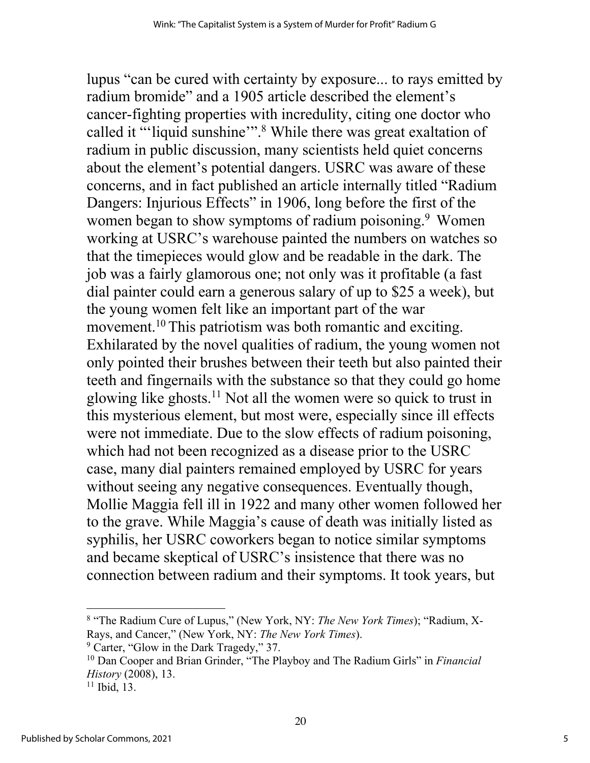lupus "can be cured with certainty by exposure... to rays emitted by radium bromide" and a 1905 article described the element's cancer-fighting properties with incredulity, citing one doctor who called it "'liquid sunshine'".[8] While there was great exaltation of radium in public discussion, many scientists held quiet concerns about the element's potential dangers. USRC was aware of these concerns, and in fact published an article internally titled "Radium Dangers: Injurious Effects" in 1906, long before the first of the women began to show symptoms of radium poisoning.[9] Women working at USRC's warehouse painted the numbers on watches so that the timepieces would glow and be readable in the dark. The job was a fairly glamorous one; not only was it profitable (a fast dial painter could earn a generous salary of up to $25 a week), but the young women felt like an important part of the war movement.[10] This patriotism was both romantic and exciting. Exhilarated by the novel qualities of radium, the young women not only pointed their brushes between their teeth but also painted their teeth and fingernails with the substance so that they could go home glowing like ghosts.[11] Not all the women were so quick to trust in this mysterious element, but most were, especially since ill effects were not immediate. Due to the slow effects of radium poisoning, which had not been recognized as a disease prior to the USRC case, many dial painters remained employed by USRC for years without seeing any negative consequences. Eventually though, Mollie Maggia fell ill in 1922 and many other women followed her to the grave. While Maggia's cause of death was initially listed as syphilis, her USRC coworkers began to notice similar symptoms and became skeptical of USRC's insistence that there was no connection between radium and their symptoms. It took years, but

---

[8] "The Radium Cure of Lupus," (New York, NY: *The New York Times*); "Radium, X-Rays, and Cancer," (New York, NY: *The New York Times*).

[9] Carter, "Glow in the Dark Tragedy," 37.

[10] Dan Cooper and Brian Grinder, "The Playboy and The Radium Girls" in *Financial History* (2008), 13.

[11] Ibid, 13.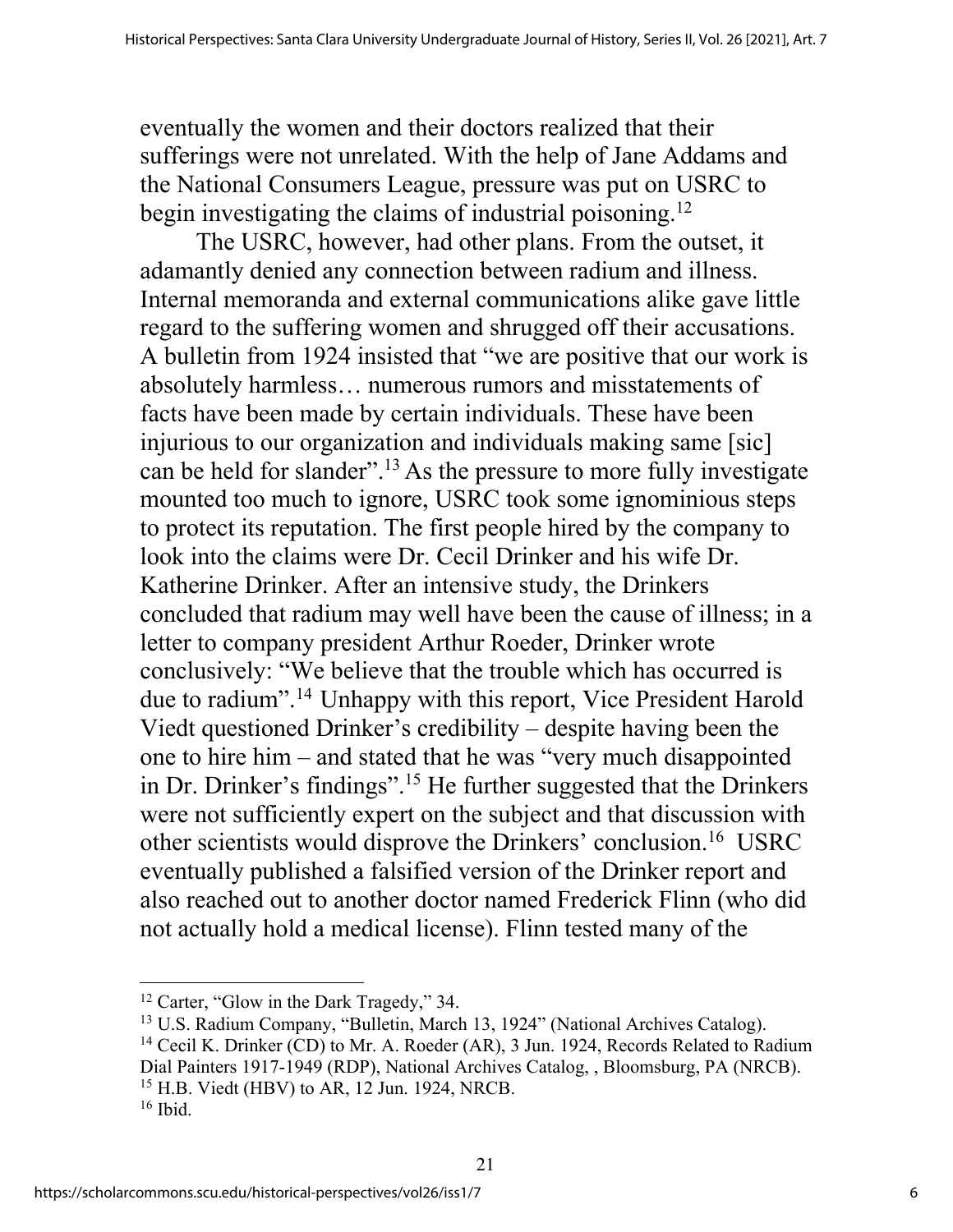eventually the women and their doctors realized that their sufferings were not unrelated. With the help of Jane Addams and the National Consumers League, pressure was put on USRC to begin investigating the claims of industrial poisoning.[12]

The USRC, however, had other plans. From the outset, it adamantly denied any connection between radium and illness. Internal memoranda and external communications alike gave little regard to the suffering women and shrugged off their accusations. A bulletin from 1924 insisted that "we are positive that our work is absolutely harmless… numerous rumors and misstatements of facts have been made by certain individuals. These have been injurious to our organization and individuals making same [sic] can be held for slander".[13] As the pressure to more fully investigate mounted too much to ignore, USRC took some ignominious steps to protect its reputation. The first people hired by the company to look into the claims were Dr. Cecil Drinker and his wife Dr. Katherine Drinker. After an intensive study, the Drinkers concluded that radium may well have been the cause of illness; in a letter to company president Arthur Roeder, Drinker wrote conclusively: "We believe that the trouble which has occurred is due to radium".[14] Unhappy with this report, Vice President Harold Viedt questioned Drinker's credibility – despite having been the one to hire him – and stated that he was "very much disappointed in Dr. Drinker's findings".[15] He further suggested that the Drinkers were not sufficiently expert on the subject and that discussion with other scientists would disprove the Drinkers' conclusion.[16] USRC eventually published a falsified version of the Drinker report and also reached out to another doctor named Frederick Flinn (who did not actually hold a medical license). Flinn tested many of the

---

[12] Carter, "Glow in the Dark Tragedy," 34.

[13] U.S. Radium Company, "Bulletin, March 13, 1924" (National Archives Catalog).

[14] Cecil K. Drinker (CD) to Mr. A. Roeder (AR), 3 Jun. 1924, Records Related to Radium Dial Painters 1917-1949 (RDP), National Archives Catalog, , Bloomsburg, PA (NRCB).

[15] H.B. Viedt (HBV) to AR, 12 Jun. 1924, NRCB.

[16] Ibid.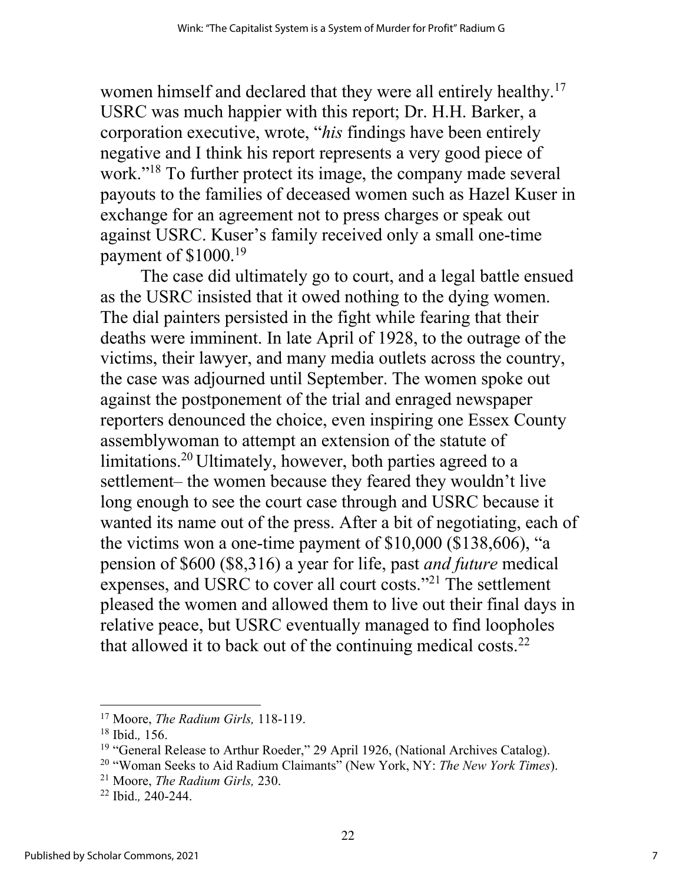women himself and declared that they were all entirely healthy.[17] USRC was much happier with this report; Dr. H.H. Barker, a corporation executive, wrote, "*his* findings have been entirely negative and I think his report represents a very good piece of work."[18] To further protect its image, the company made several payouts to the families of deceased women such as Hazel Kuser in exchange for an agreement not to press charges or speak out against USRC. Kuser's family received only a small one-time payment of $1000.[19]

The case did ultimately go to court, and a legal battle ensued as the USRC insisted that it owed nothing to the dying women. The dial painters persisted in the fight while fearing that their deaths were imminent. In late April of 1928, to the outrage of the victims, their lawyer, and many media outlets across the country, the case was adjourned until September. The women spoke out against the postponement of the trial and enraged newspaper reporters denounced the choice, even inspiring one Essex County assemblywoman to attempt an extension of the statute of limitations.[20] Ultimately, however, both parties agreed to a settlement– the women because they feared they wouldn't live long enough to see the court case through and USRC because it wanted its name out of the press. After a bit of negotiating, each of the victims won a one-time payment of $10,000 ($138,606), "a pension of $600 ($8,316) a year for life, past *and future* medical expenses, and USRC to cover all court costs."[21] The settlement pleased the women and allowed them to live out their final days in relative peace, but USRC eventually managed to find loopholes that allowed it to back out of the continuing medical costs.[22]

---

[17] Moore, *The Radium Girls,* 118-119.

[18] Ibid.*,* 156.

[19] "General Release to Arthur Roeder," 29 April 1926, (National Archives Catalog).

[20] "Woman Seeks to Aid Radium Claimants" (New York, NY: *The New York Times*).

[21] Moore, *The Radium Girls,* 230.

[22] Ibid.*,* 240-244.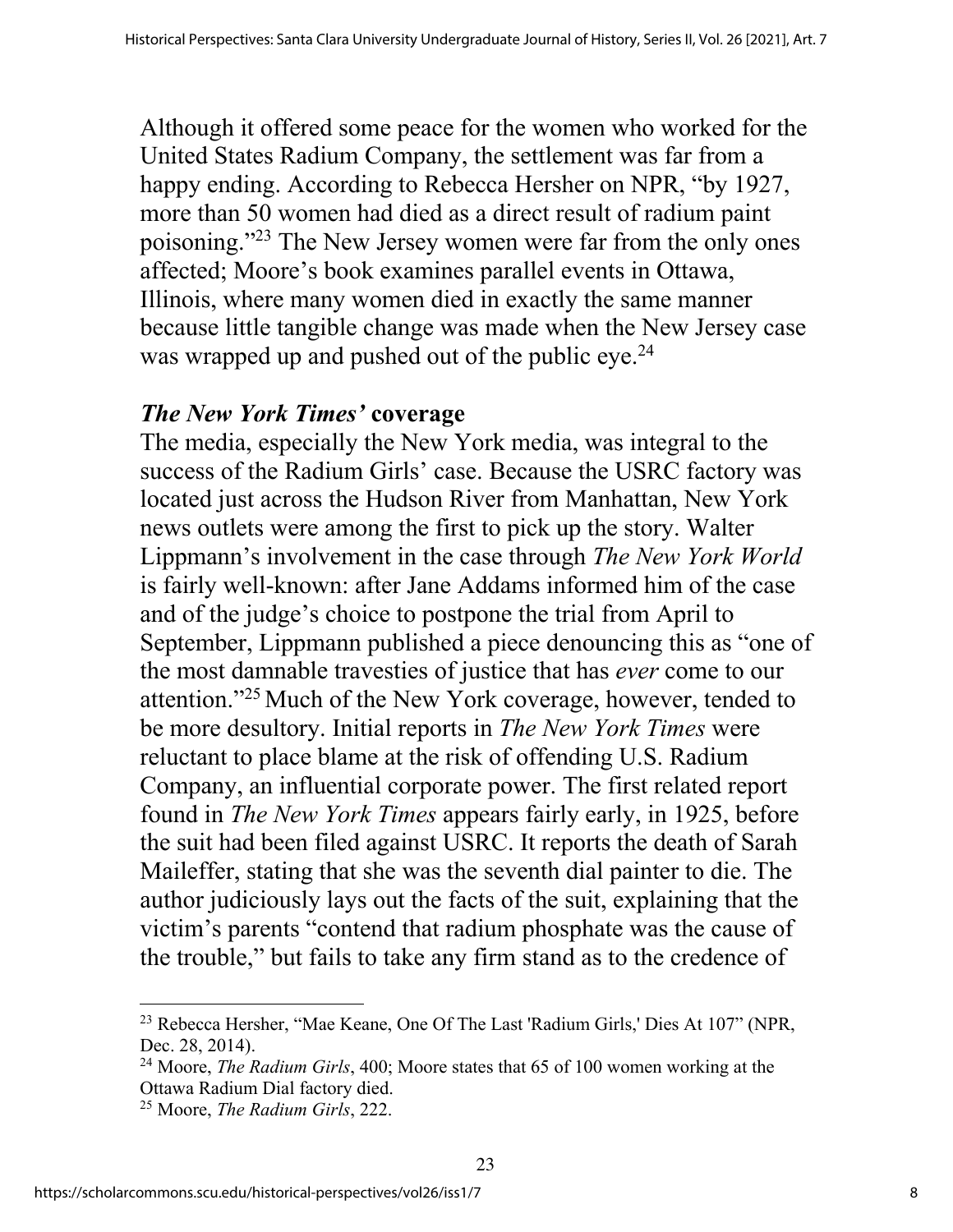Although it offered some peace for the women who worked for the United States Radium Company, the settlement was far from a happy ending. According to Rebecca Hersher on NPR, "by 1927, more than 50 women had died as a direct result of radium paint poisoning."[23] The New Jersey women were far from the only ones affected; Moore's book examines parallel events in Ottawa, Illinois, where many women died in exactly the same manner because little tangible change was made when the New Jersey case was wrapped up and pushed out of the public eye.[24]

### *The New York Times'* coverage

The media, especially the New York media, was integral to the success of the Radium Girls' case. Because the USRC factory was located just across the Hudson River from Manhattan, New York news outlets were among the first to pick up the story. Walter Lippmann's involvement in the case through *The New York World* is fairly well-known: after Jane Addams informed him of the case and of the judge's choice to postpone the trial from April to September, Lippmann published a piece denouncing this as "one of the most damnable travesties of justice that has *ever* come to our attention."[25] Much of the New York coverage, however, tended to be more desultory. Initial reports in *The New York Times* were reluctant to place blame at the risk of offending U.S. Radium Company, an influential corporate power. The first related report found in *The New York Times* appears fairly early, in 1925, before the suit had been filed against USRC. It reports the death of Sarah Maileffer, stating that she was the seventh dial painter to die. The author judiciously lays out the facts of the suit, explaining that the victim's parents "contend that radium phosphate was the cause of the trouble," but fails to take any firm stand as to the credence of

---

[23] Rebecca Hersher, "Mae Keane, One Of The Last 'Radium Girls,' Dies At 107" (NPR, Dec. 28, 2014).

[24] Moore, *The Radium Girls*, 400; Moore states that 65 of 100 women working at the Ottawa Radium Dial factory died.

[25] Moore, *The Radium Girls*, 222.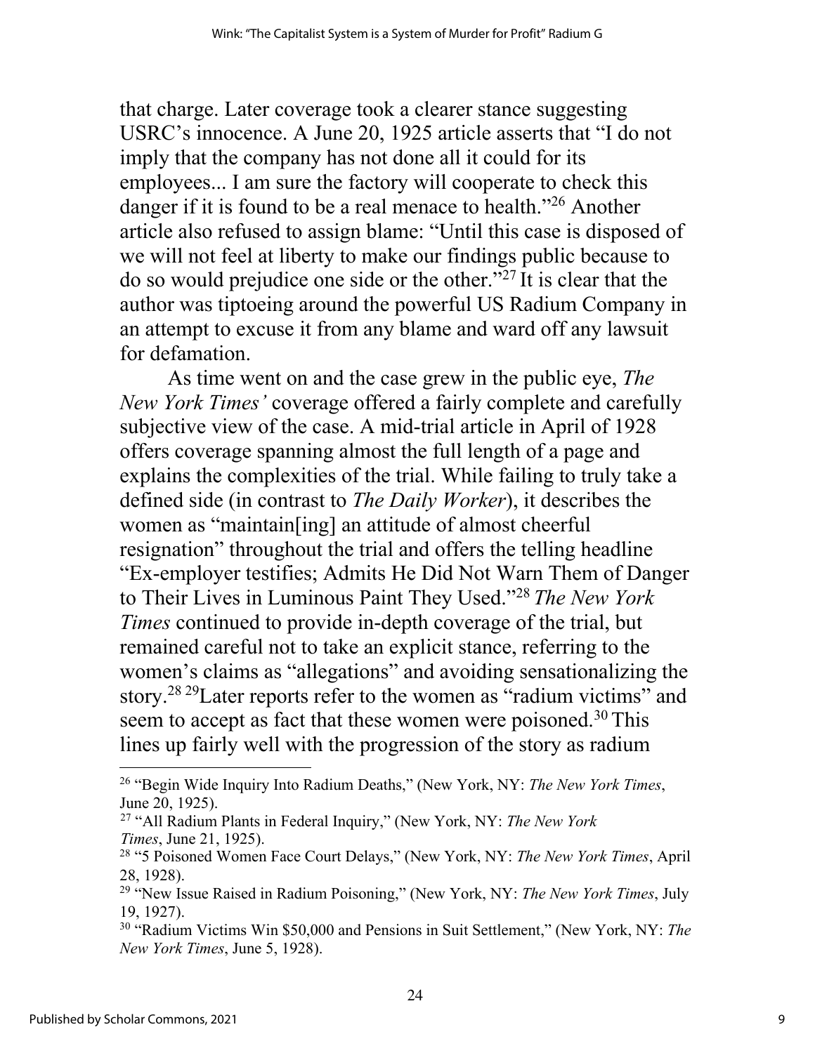that charge. Later coverage took a clearer stance suggesting USRC's innocence. A June 20, 1925 article asserts that "I do not imply that the company has not done all it could for its employees... I am sure the factory will cooperate to check this danger if it is found to be a real menace to health."[26] Another article also refused to assign blame: "Until this case is disposed of we will not feel at liberty to make our findings public because to do so would prejudice one side or the other."[27] It is clear that the author was tiptoeing around the powerful US Radium Company in an attempt to excuse it from any blame and ward off any lawsuit for defamation.

As time went on and the case grew in the public eye, *The New York Times'* coverage offered a fairly complete and carefully subjective view of the case. A mid-trial article in April of 1928 offers coverage spanning almost the full length of a page and explains the complexities of the trial. While failing to truly take a defined side (in contrast to *The Daily Worker*), it describes the women as "maintain[ing] an attitude of almost cheerful resignation" throughout the trial and offers the telling headline "Ex-employer testifies; Admits He Did Not Warn Them of Danger to Their Lives in Luminous Paint They Used."[28] *The New York Times* continued to provide in-depth coverage of the trial, but remained careful not to take an explicit stance, referring to the women's claims as "allegations" and avoiding sensationalizing the story.[28] [29] Later reports refer to the women as "radium victims" and seem to accept as fact that these women were poisoned.[30] This lines up fairly well with the progression of the story as radium

---

[26] "Begin Wide Inquiry Into Radium Deaths," (New York, NY: *The New York Times*, June 20, 1925).

[27] "All Radium Plants in Federal Inquiry," (New York, NY: *The New York Times*, June 21, 1925).

[28] "5 Poisoned Women Face Court Delays," (New York, NY: *The New York Times*, April 28, 1928).

[29] "New Issue Raised in Radium Poisoning," (New York, NY: *The New York Times*, July 19, 1927).

[30] "Radium Victims Win $50,000 and Pensions in Suit Settlement," (New York, NY: *The New York Times*, June 5, 1928).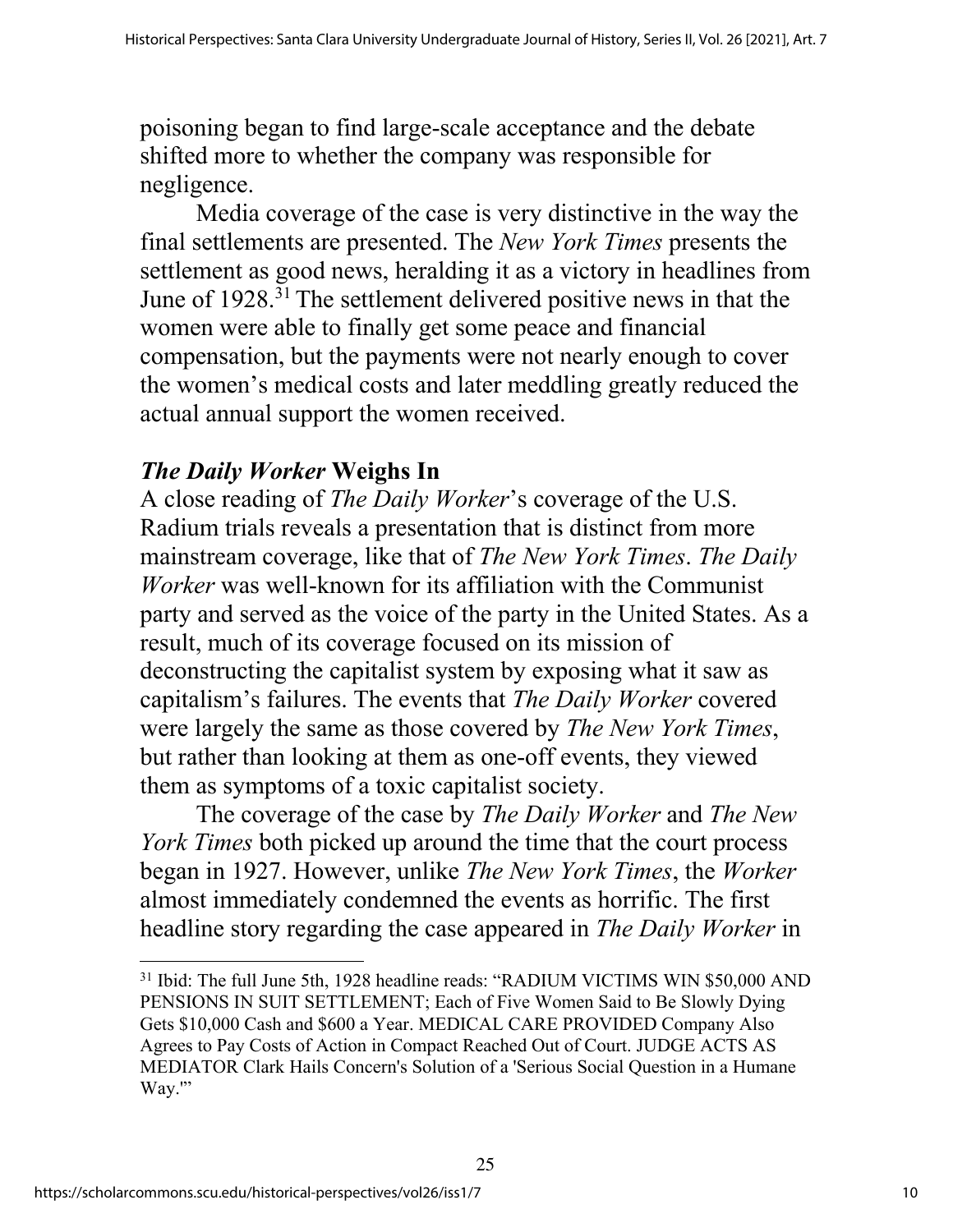poisoning began to find large-scale acceptance and the debate shifted more to whether the company was responsible for negligence.

Media coverage of the case is very distinctive in the way the final settlements are presented. The *New York Times* presents the settlement as good news, heralding it as a victory in headlines from June of 1928.[31] The settlement delivered positive news in that the women were able to finally get some peace and financial compensation, but the payments were not nearly enough to cover the women's medical costs and later meddling greatly reduced the actual annual support the women received.

## *The Daily Worker* Weighs In

A close reading of *The Daily Worker*'s coverage of the U.S. Radium trials reveals a presentation that is distinct from more mainstream coverage, like that of *The New York Times*. *The Daily Worker* was well-known for its affiliation with the Communist party and served as the voice of the party in the United States. As a result, much of its coverage focused on its mission of deconstructing the capitalist system by exposing what it saw as capitalism's failures. The events that *The Daily Worker* covered were largely the same as those covered by *The New York Times*, but rather than looking at them as one-off events, they viewed them as symptoms of a toxic capitalist society.

The coverage of the case by *The Daily Worker* and *The New York Times* both picked up around the time that the court process began in 1927. However, unlike *The New York Times*, the *Worker* almost immediately condemned the events as horrific. The first headline story regarding the case appeared in *The Daily Worker* in

---

[31] Ibid: The full June 5th, 1928 headline reads: "RADIUM VICTIMS WIN $50,000 AND PENSIONS IN SUIT SETTLEMENT; Each of Five Women Said to Be Slowly Dying Gets $10,000 Cash and $600 a Year. MEDICAL CARE PROVIDED Company Also Agrees to Pay Costs of Action in Compact Reached Out of Court. JUDGE ACTS AS MEDIATOR Clark Hails Concern's Solution of a 'Serious Social Question in a Humane Way.'"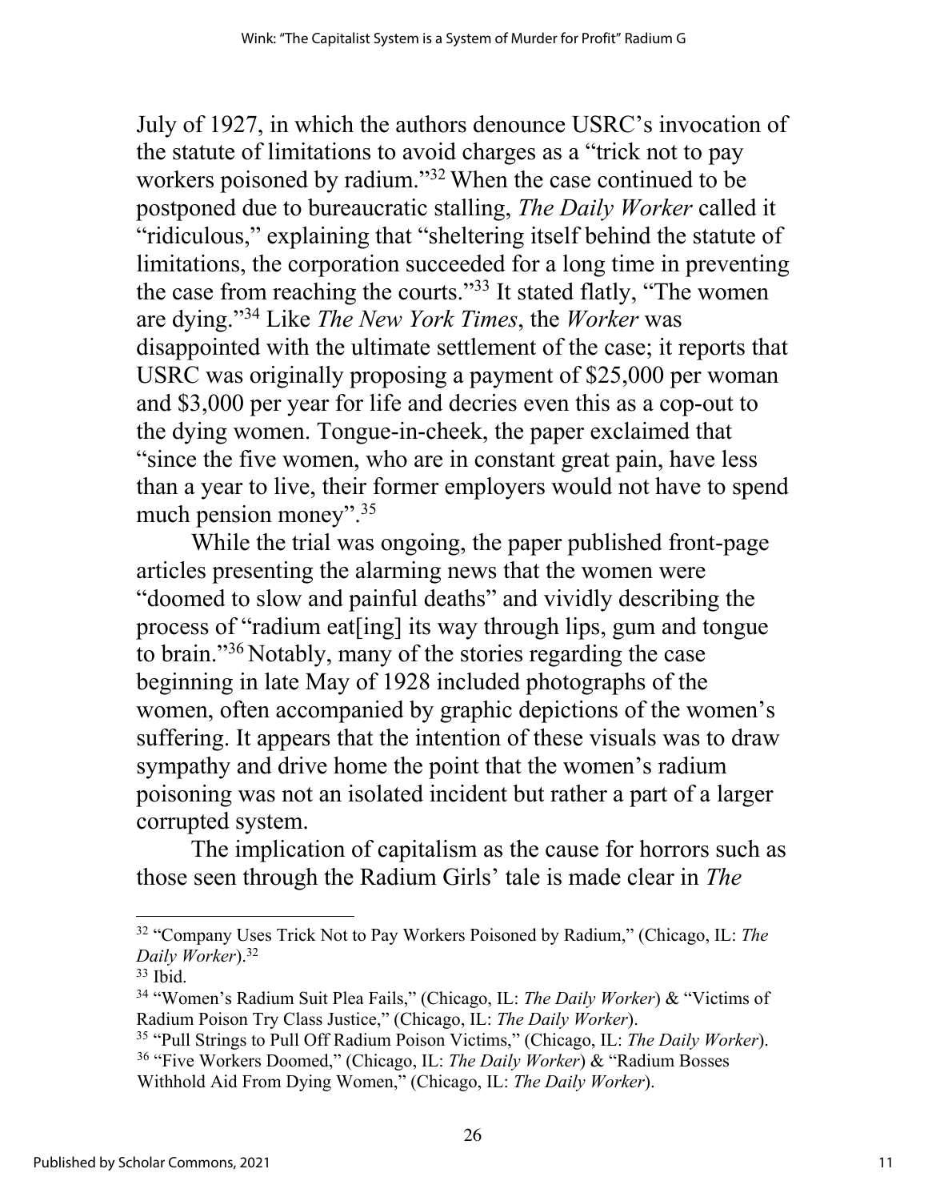July of 1927, in which the authors denounce USRC's invocation of the statute of limitations to avoid charges as a "trick not to pay workers poisoned by radium."[32] When the case continued to be postponed due to bureaucratic stalling, *The Daily Worker* called it "ridiculous," explaining that "sheltering itself behind the statute of limitations, the corporation succeeded for a long time in preventing the case from reaching the courts."[33] It stated flatly, "The women are dying."[34] Like *The New York Times*, the *Worker* was disappointed with the ultimate settlement of the case; it reports that USRC was originally proposing a payment of $25,000 per woman and $3,000 per year for life and decries even this as a cop-out to the dying women. Tongue-in-cheek, the paper exclaimed that "since the five women, who are in constant great pain, have less than a year to live, their former employers would not have to spend much pension money".[35]

While the trial was ongoing, the paper published front-page articles presenting the alarming news that the women were "doomed to slow and painful deaths" and vividly describing the process of "radium eat[ing] its way through lips, gum and tongue to brain."[36] Notably, many of the stories regarding the case beginning in late May of 1928 included photographs of the women, often accompanied by graphic depictions of the women's suffering. It appears that the intention of these visuals was to draw sympathy and drive home the point that the women's radium poisoning was not an isolated incident but rather a part of a larger corrupted system.

The implication of capitalism as the cause for horrors such as those seen through the Radium Girls' tale is made clear in *The*

---

[32] "Company Uses Trick Not to Pay Workers Poisoned by Radium," (Chicago, IL: *The Daily Worker*).[32]

[33] Ibid.

[34] "Women's Radium Suit Plea Fails," (Chicago, IL: *The Daily Worker*) & "Victims of Radium Poison Try Class Justice," (Chicago, IL: *The Daily Worker*).

[35] "Pull Strings to Pull Off Radium Poison Victims," (Chicago, IL: *The Daily Worker*).

[36] "Five Workers Doomed," (Chicago, IL: *The Daily Worker*) & "Radium Bosses Withhold Aid From Dying Women," (Chicago, IL: *The Daily Worker*).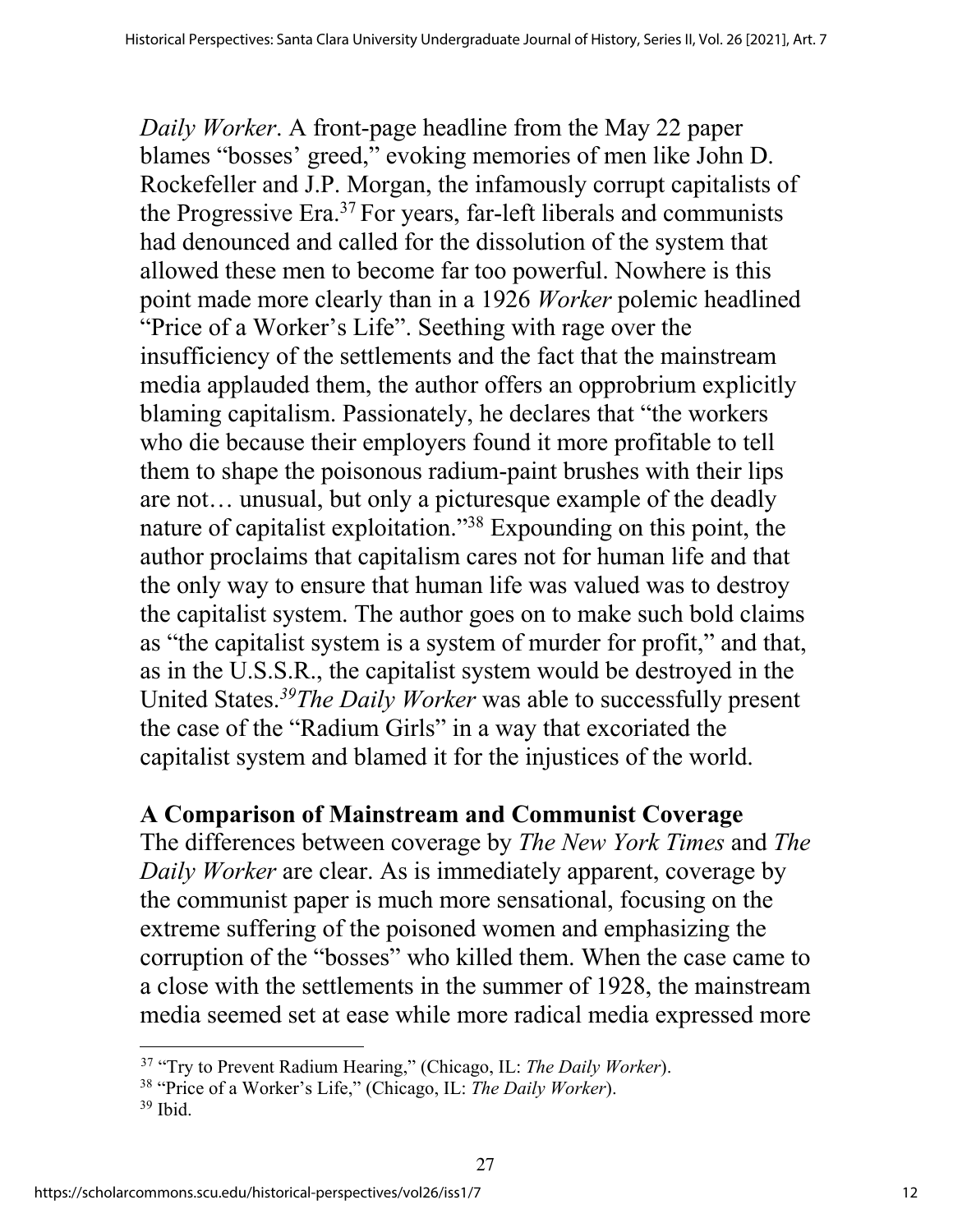*Daily Worker*. A front-page headline from the May 22 paper blames "bosses' greed," evoking memories of men like John D. Rockefeller and J.P. Morgan, the infamously corrupt capitalists of the Progressive Era.[37] For years, far-left liberals and communists had denounced and called for the dissolution of the system that allowed these men to become far too powerful. Nowhere is this point made more clearly than in a 1926 *Worker* polemic headlined "Price of a Worker's Life". Seething with rage over the insufficiency of the settlements and the fact that the mainstream media applauded them, the author offers an opprobrium explicitly blaming capitalism. Passionately, he declares that "the workers who die because their employers found it more profitable to tell them to shape the poisonous radium-paint brushes with their lips are not… unusual, but only a picturesque example of the deadly nature of capitalist exploitation."[38] Expounding on this point, the author proclaims that capitalism cares not for human life and that the only way to ensure that human life was valued was to destroy the capitalist system. The author goes on to make such bold claims as "the capitalist system is a system of murder for profit," and that, as in the U.S.S.R., the capitalist system would be destroyed in the United States.[39] *The Daily Worker* was able to successfully present the case of the "Radium Girls" in a way that excoriated the capitalist system and blamed it for the injustices of the world.

## A Comparison of Mainstream and Communist Coverage

The differences between coverage by *The New York Times* and *The Daily Worker* are clear. As is immediately apparent, coverage by the communist paper is much more sensational, focusing on the extreme suffering of the poisoned women and emphasizing the corruption of the "bosses" who killed them. When the case came to a close with the settlements in the summer of 1928, the mainstream media seemed set at ease while more radical media expressed more

---

[37] "Try to Prevent Radium Hearing," (Chicago, IL: *The Daily Worker*).

[38] "Price of a Worker's Life," (Chicago, IL: *The Daily Worker*).

[39] Ibid.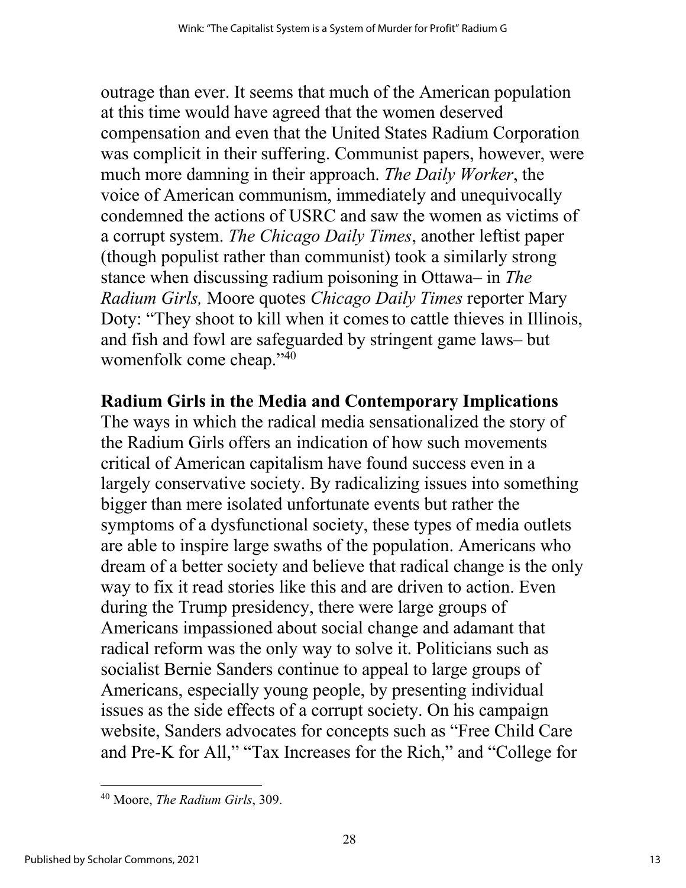outrage than ever. It seems that much of the American population at this time would have agreed that the women deserved compensation and even that the United States Radium Corporation was complicit in their suffering. Communist papers, however, were much more damning in their approach. *The Daily Worker*, the voice of American communism, immediately and unequivocally condemned the actions of USRC and saw the women as victims of a corrupt system. *The Chicago Daily Times*, another leftist paper (though populist rather than communist) took a similarly strong stance when discussing radium poisoning in Ottawa– in *The Radium Girls,* Moore quotes *Chicago Daily Times* reporter Mary Doty: "They shoot to kill when it comes to cattle thieves in Illinois, and fish and fowl are safeguarded by stringent game laws– but womenfolk come cheap."[40]

## Radium Girls in the Media and Contemporary Implications

The ways in which the radical media sensationalized the story of the Radium Girls offers an indication of how such movements critical of American capitalism have found success even in a largely conservative society. By radicalizing issues into something bigger than mere isolated unfortunate events but rather the symptoms of a dysfunctional society, these types of media outlets are able to inspire large swaths of the population. Americans who dream of a better society and believe that radical change is the only way to fix it read stories like this and are driven to action. Even during the Trump presidency, there were large groups of Americans impassioned about social change and adamant that radical reform was the only way to solve it. Politicians such as socialist Bernie Sanders continue to appeal to large groups of Americans, especially young people, by presenting individual issues as the side effects of a corrupt society. On his campaign website, Sanders advocates for concepts such as "Free Child Care and Pre-K for All," "Tax Increases for the Rich," and "College for

---

[40] Moore, *The Radium Girls*, 309.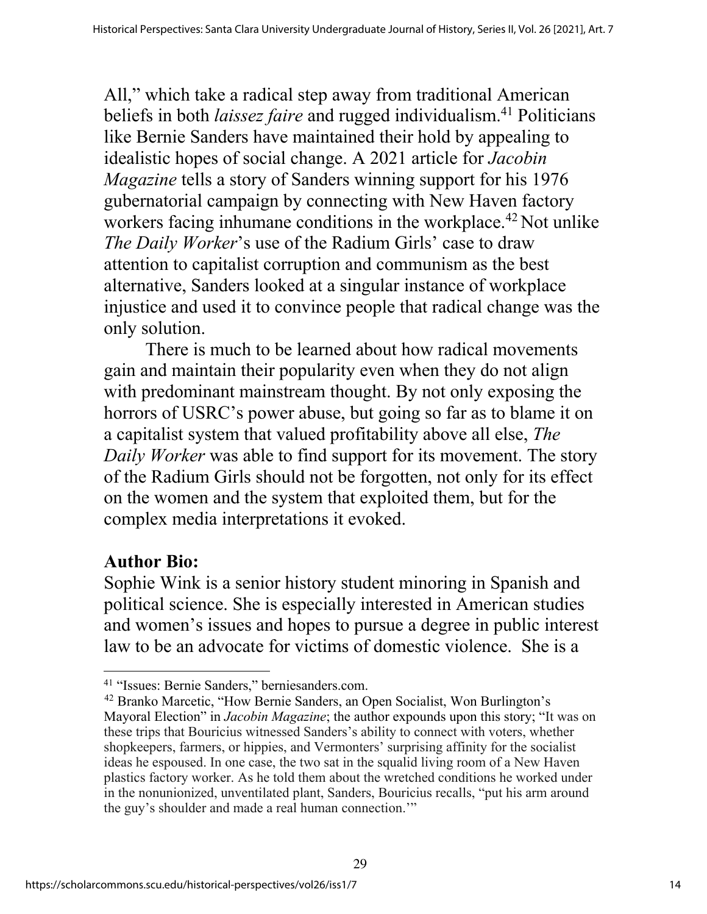All," which take a radical step away from traditional American beliefs in both *laissez faire* and rugged individualism.[41] Politicians like Bernie Sanders have maintained their hold by appealing to idealistic hopes of social change. A 2021 article for *Jacobin Magazine* tells a story of Sanders winning support for his 1976 gubernatorial campaign by connecting with New Haven factory workers facing inhumane conditions in the workplace.[42] Not unlike *The Daily Worker*'s use of the Radium Girls' case to draw attention to capitalist corruption and communism as the best alternative, Sanders looked at a singular instance of workplace injustice and used it to convince people that radical change was the only solution.

There is much to be learned about how radical movements gain and maintain their popularity even when they do not align with predominant mainstream thought. By not only exposing the horrors of USRC's power abuse, but going so far as to blame it on a capitalist system that valued profitability above all else, *The Daily Worker* was able to find support for its movement. The story of the Radium Girls should not be forgotten, not only for its effect on the women and the system that exploited them, but for the complex media interpretations it evoked.

**Author Bio:**

Sophie Wink is a senior history student minoring in Spanish and political science. She is especially interested in American studies and women's issues and hopes to pursue a degree in public interest law to be an advocate for victims of domestic violence. She is a

---

[41] "Issues: Bernie Sanders," berniesanders.com.

[42] Branko Marcetic, "How Bernie Sanders, an Open Socialist, Won Burlington's Mayoral Election" in *Jacobin Magazine*; the author expounds upon this story; "It was on these trips that Bouricius witnessed Sanders's ability to connect with voters, whether shopkeepers, farmers, or hippies, and Vermonters' surprising affinity for the socialist ideas he espoused. In one case, the two sat in the squalid living room of a New Haven plastics factory worker. As he told them about the wretched conditions he worked under in the nonunionized, unventilated plant, Sanders, Bouricius recalls, "put his arm around the guy's shoulder and made a real human connection.'"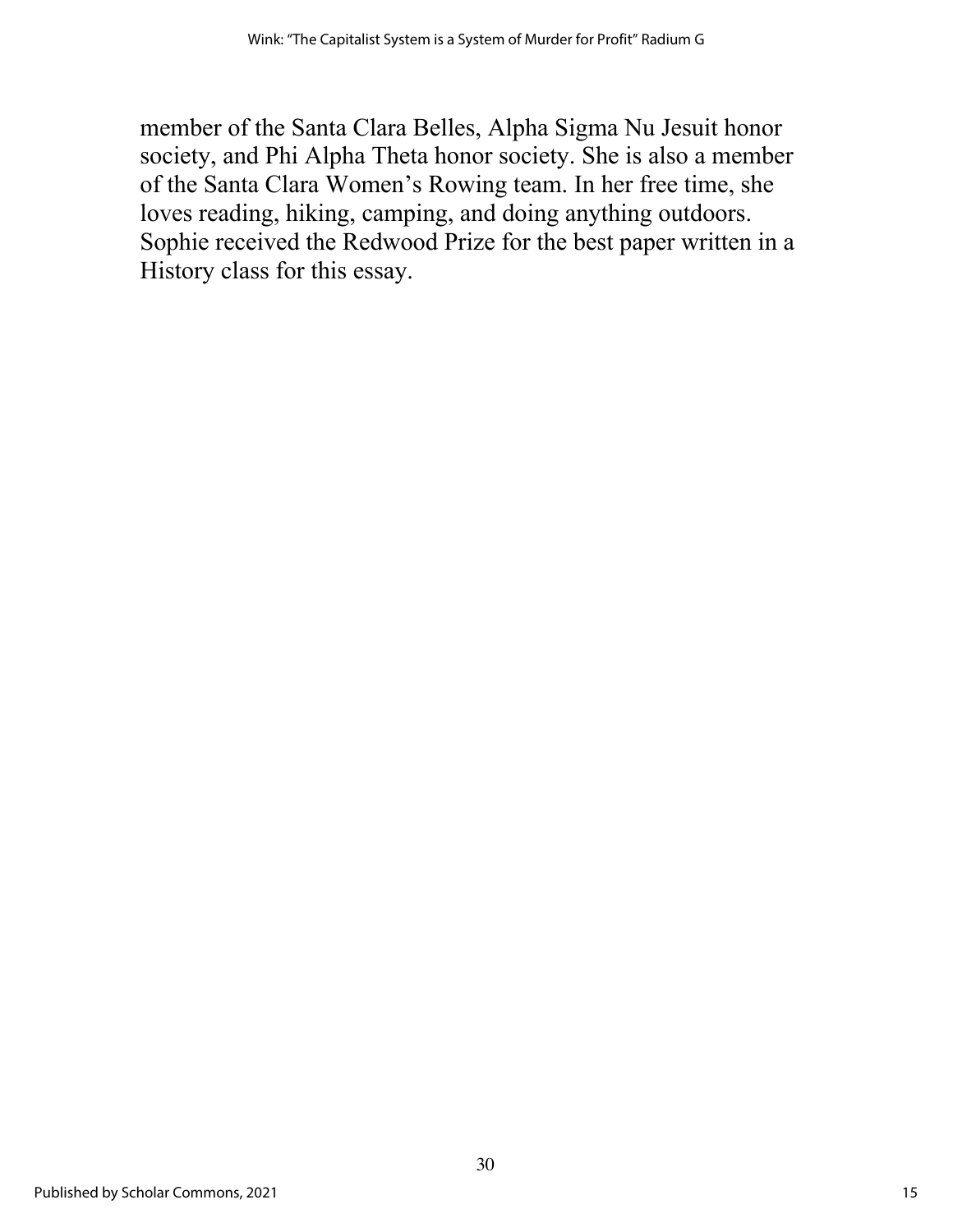member of the Santa Clara Belles, Alpha Sigma Nu Jesuit honor society, and Phi Alpha Theta honor society. She is also a member of the Santa Clara Women's Rowing team. In her free time, she loves reading, hiking, camping, and doing anything outdoors. Sophie received the Redwood Prize for the best paper written in a History class for this essay.